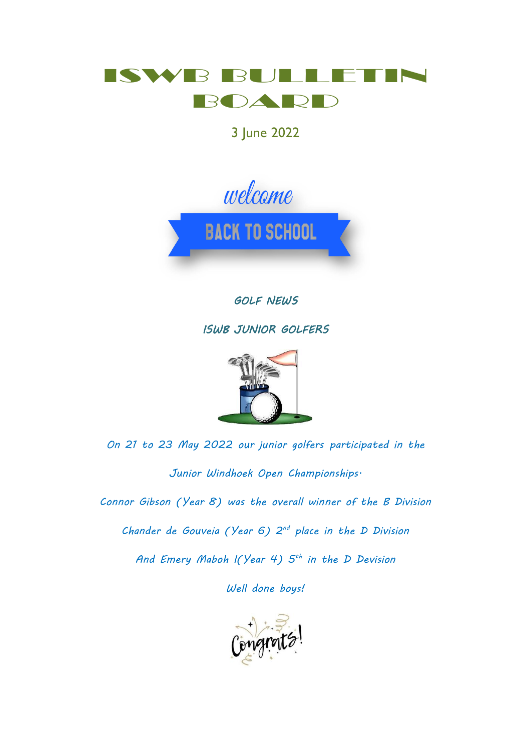# ISWB BULLETIN BOARD

3 June 2022

welcome

BACK TO SCHOOL

### *GOLF NEWS*

### *ISWB JUNIOR GOLFERS*

*On 21 to 23 May 2022 our junior golfers participated in the*

*Junior Windhoek Open Championships.*

*Connor Gibson (Year 8) was the overall winner of the B Division*

*Chander de Gouveia (Year 6) 2nd place in the D Division*

*And Emery Maboh I(Year 4) 5th in the D Devision*

*Well done boys!*

Congrats!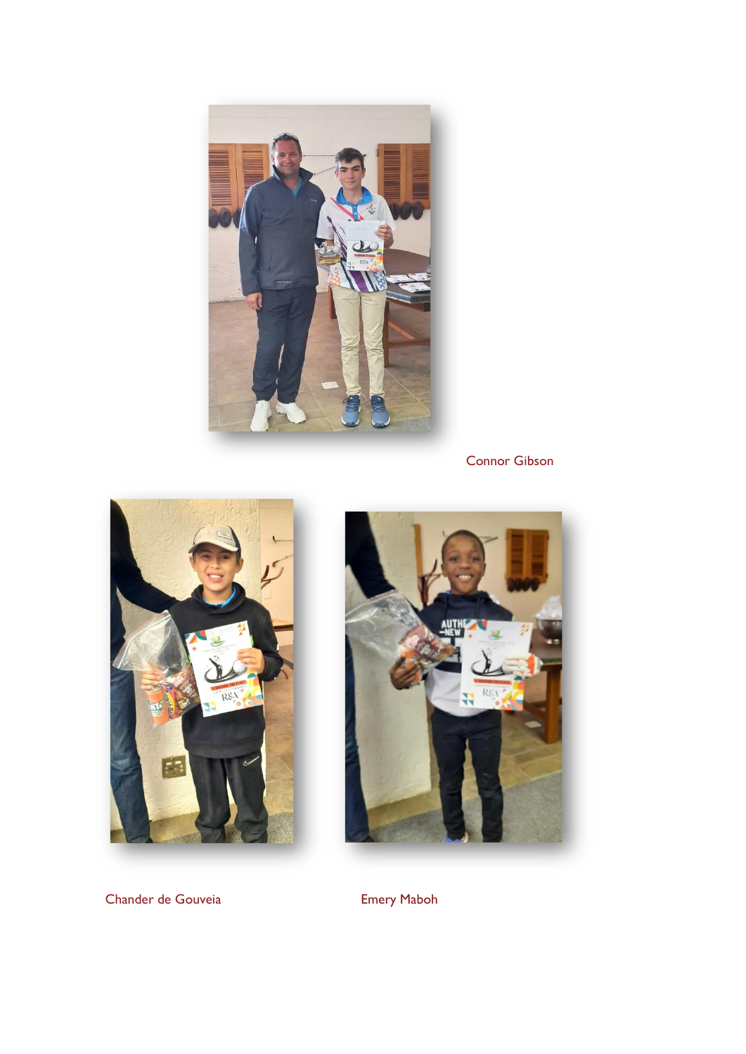Connor Gibson

Chander de Gouveia

Emery Maboh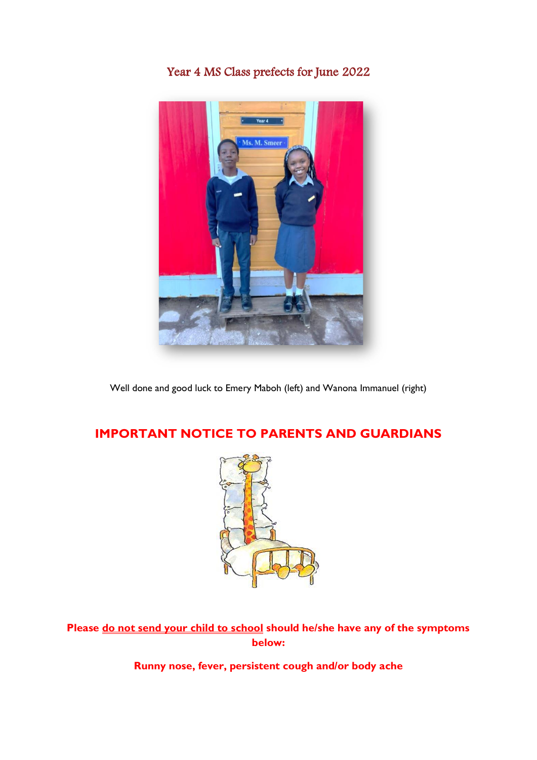# Year 4 MS Class prefects for June 2022

Well done and good luck to Emery Maboh (left) and Wanona Immanuel (right)

## IMPORTANT NOTICE TO PARENTS AND GUARDIANS

**Please do not send your child to school should he/she have any of the symptoms below:**

**Runny nose, fever, persistent cough and/or body ache**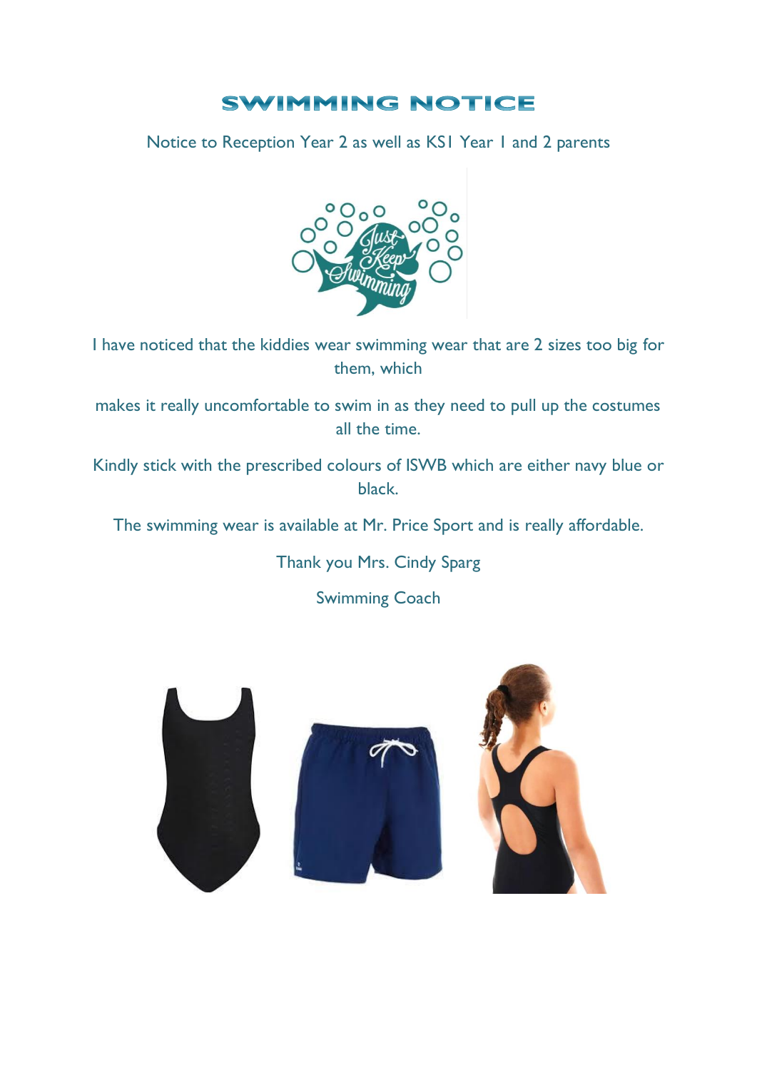# SWIMMING NOTICE

Notice to Reception Year 2 as well as KS1 Year 1 and 2 parents

I have noticed that the kiddies wear swimming wear that are 2 sizes too big for them, which

makes it really uncomfortable to swim in as they need to pull up the costumes all the time.

Kindly stick with the prescribed colours of ISWB which are either navy blue or black.

The swimming wear is available at Mr. Price Sport and is really affordable.

Thank you Mrs. Cindy Sparg

Swimming Coach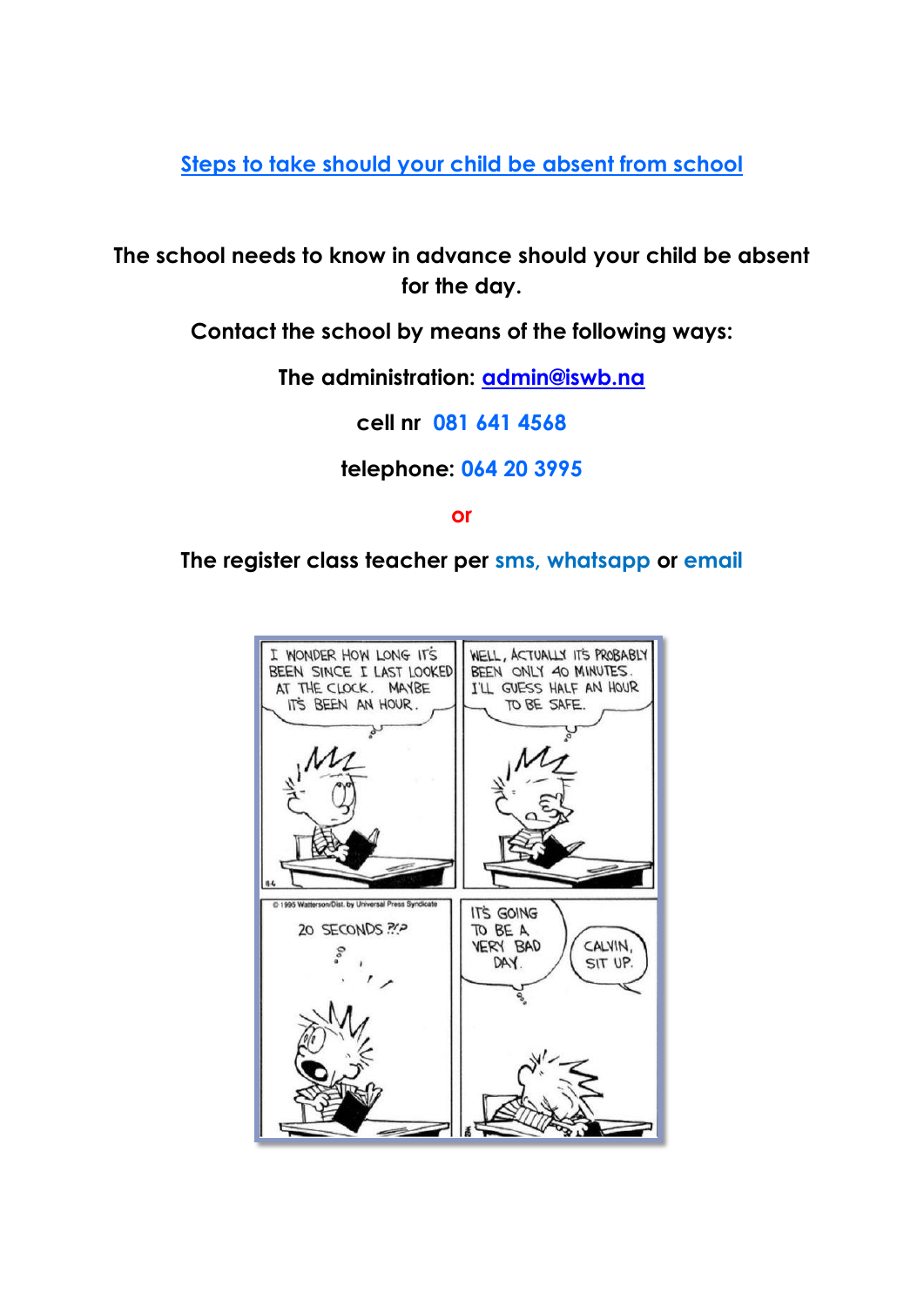## Steps to take should your child be absent from school

**The school needs to know in advance should your child be absent for the day.**

**Contact the school by means of the following ways:**

**The administration: admin@iswb.na**

**cell nr 081 641 4568**

**telephone: 064 20 3995**

**or**

**The register class teacher per sms, whatsapp or email**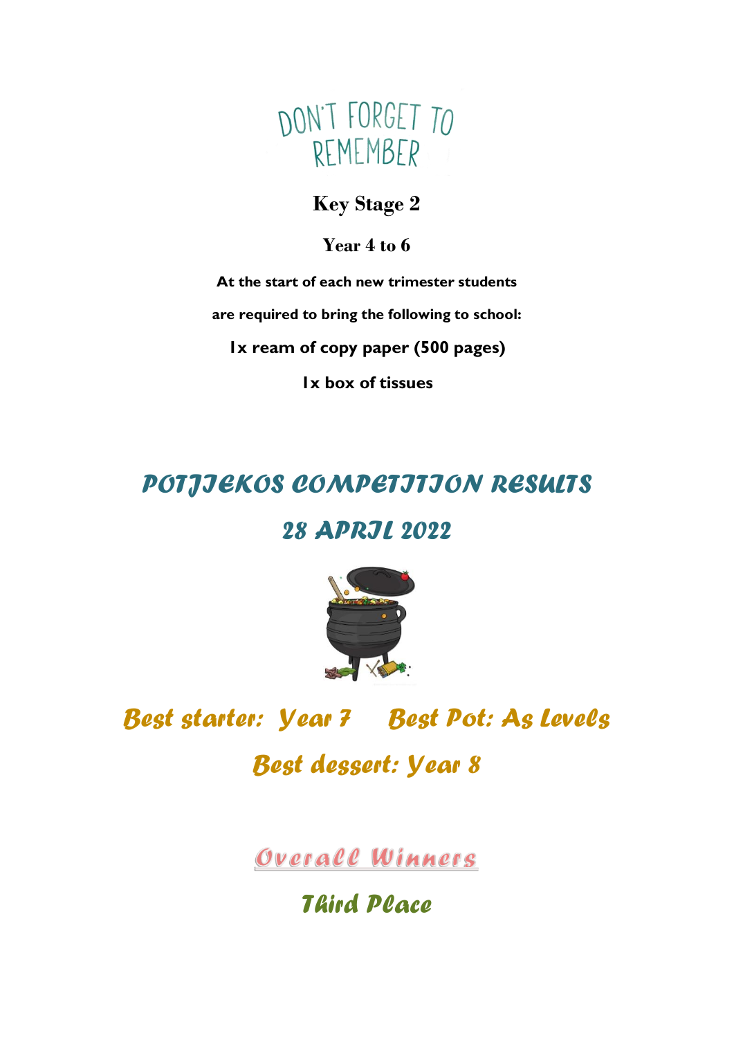# DON'T FORGET TO REMEMBER

## Key Stage 2

### Year 4 to 6

**At the start of each new trimester students**

**are required to bring the following to school:**

**1x ream of copy paper (500 pages)**

**1x box of tissues**

# *POTJIEKOS COMPETITION RESULTS*

# *28 APRIL 2022*

***Best starter: Year 7 Best Pot: As Levels***

***Best dessert: Year 8***

## Overall Winners

## *Third Place*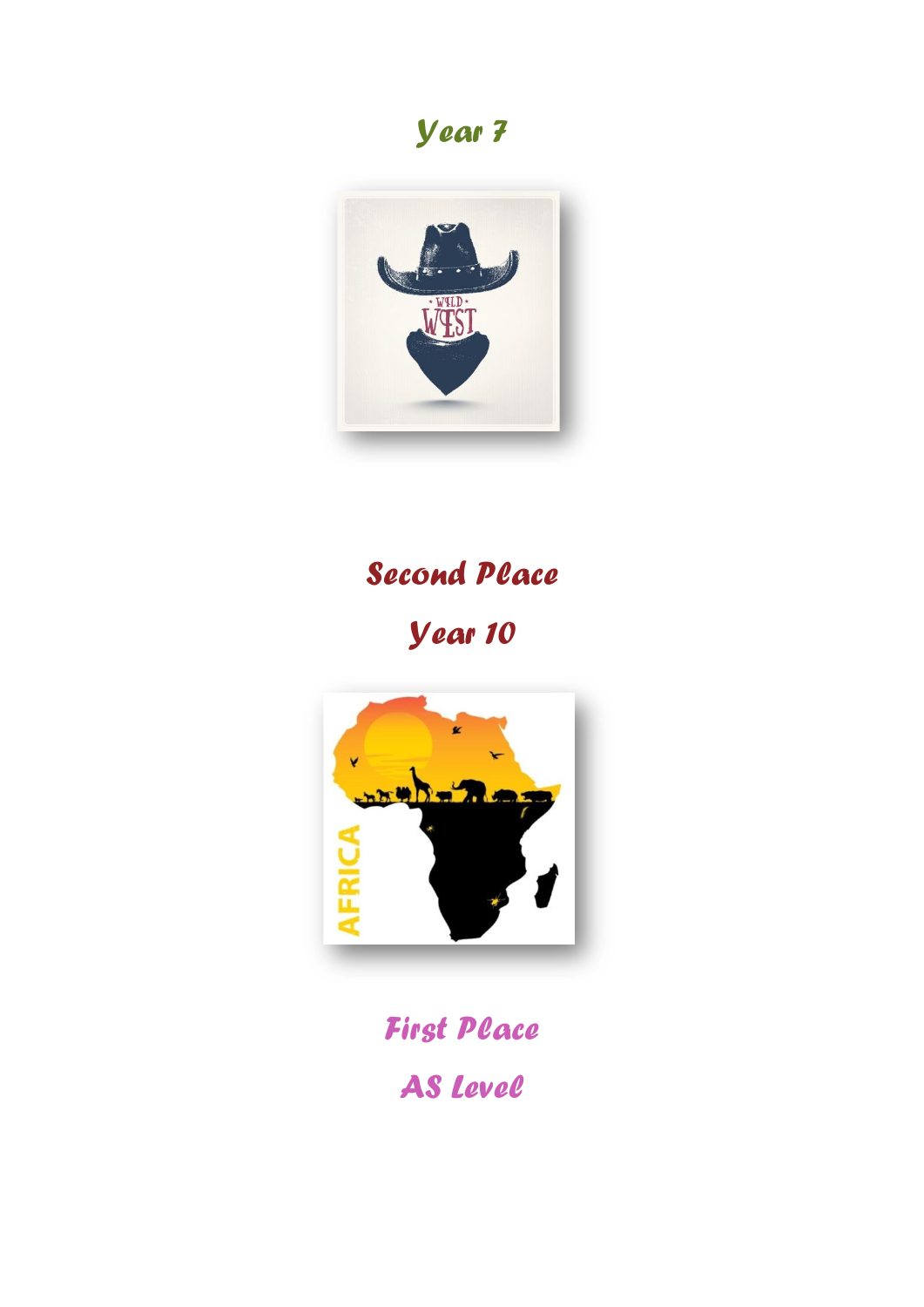*Year 7*

*Second Place*

*Year 10*

*First Place*

*AS Level*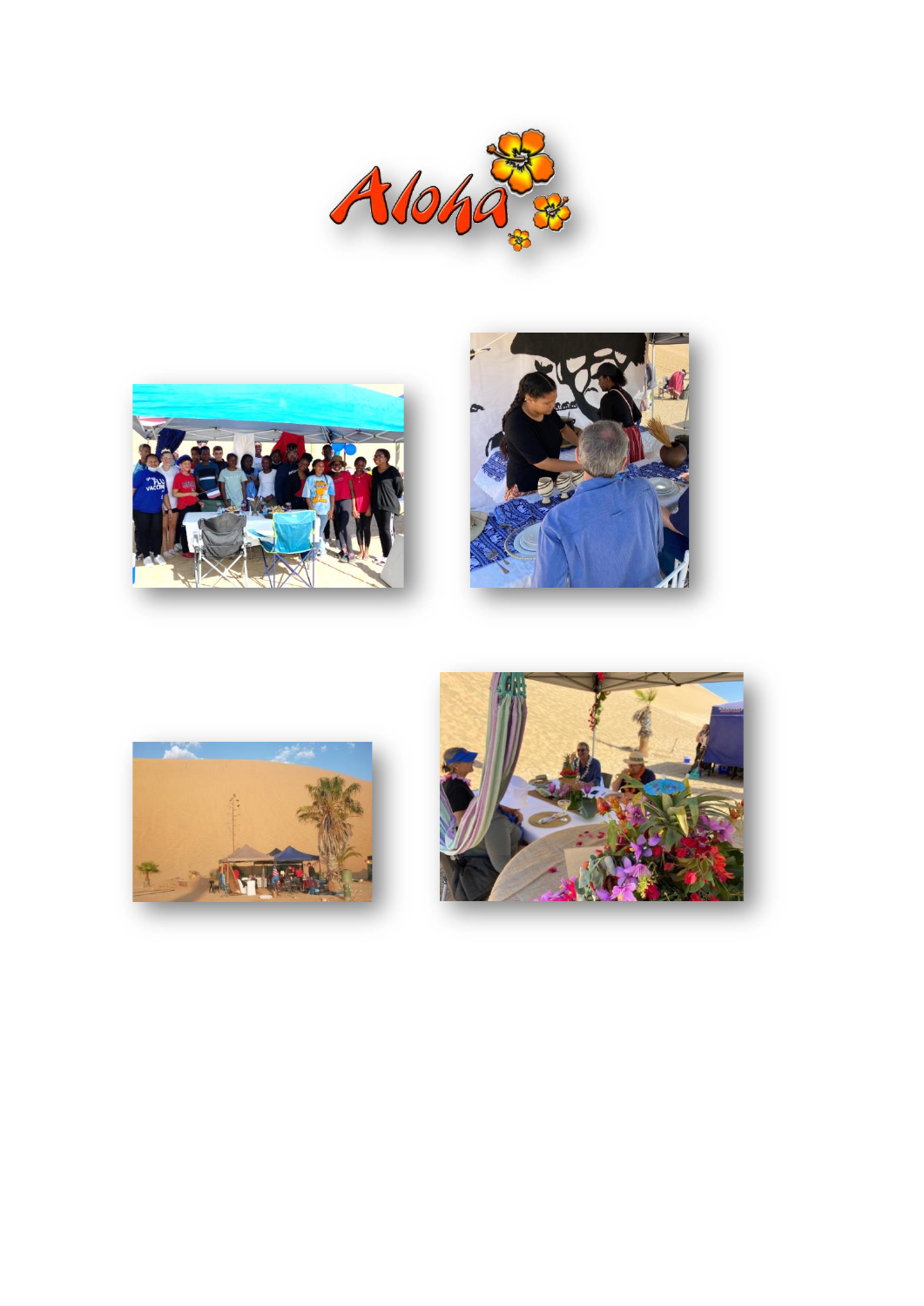Aloha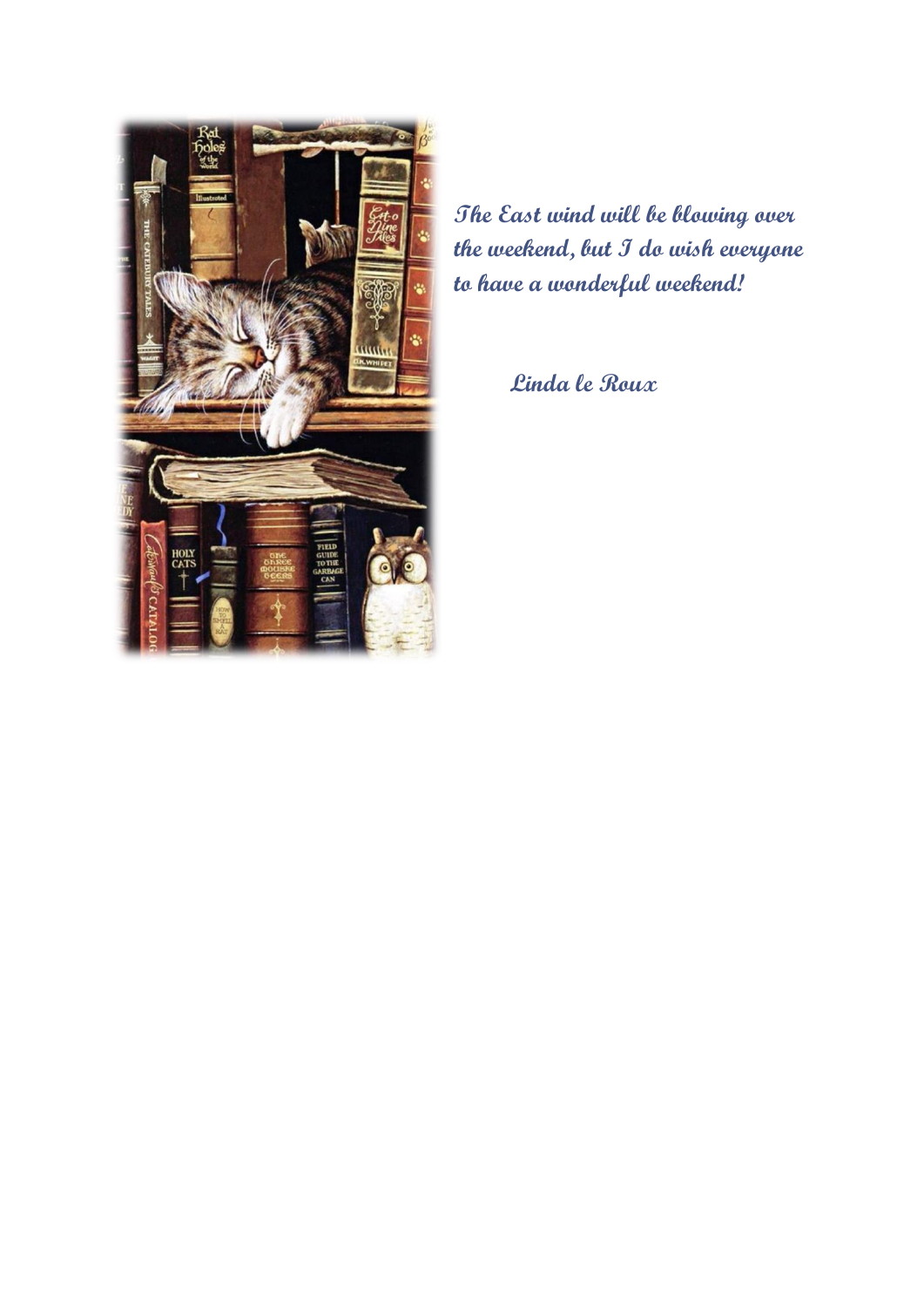***The East wind will be blowing over the weekend, but I do wish everyone to have a wonderful weekend!***

***Linda le Roux***